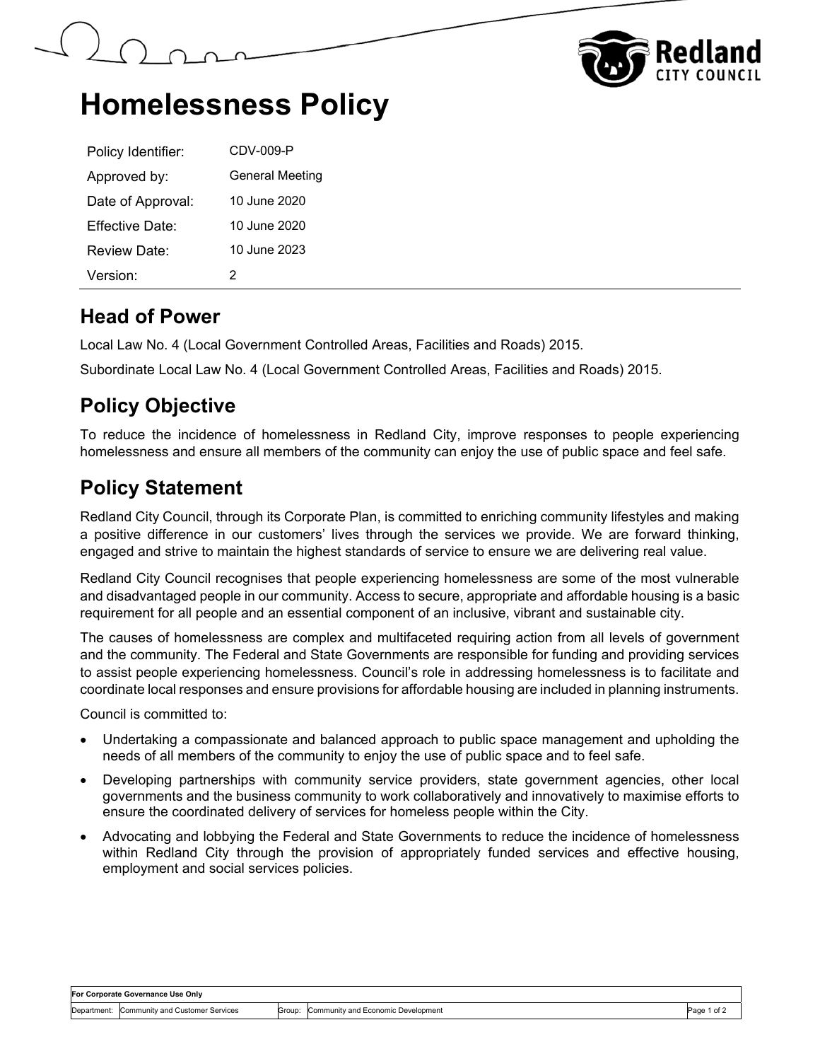# Homelessness Policy

| | |
|---|---|
| Policy Identifier: | CDV-009-P |
| Approved by: | General Meeting |
| Date of Approval: | 10 June 2020 |
| Effective Date: | 10 June 2020 |
| Review Date: | 10 June 2023 |
| Version: | 2 |

## Head of Power

Local Law No. 4 (Local Government Controlled Areas, Facilities and Roads) 2015.

Subordinate Local Law No. 4 (Local Government Controlled Areas, Facilities and Roads) 2015.

## Policy Objective

To reduce the incidence of homelessness in Redland City, improve responses to people experiencing homelessness and ensure all members of the community can enjoy the use of public space and feel safe.

## Policy Statement

Redland City Council, through its Corporate Plan, is committed to enriching community lifestyles and making a positive difference in our customers' lives through the services we provide. We are forward thinking, engaged and strive to maintain the highest standards of service to ensure we are delivering real value.

Redland City Council recognises that people experiencing homelessness are some of the most vulnerable and disadvantaged people in our community. Access to secure, appropriate and affordable housing is a basic requirement for all people and an essential component of an inclusive, vibrant and sustainable city.

The causes of homelessness are complex and multifaceted requiring action from all levels of government and the community. The Federal and State Governments are responsible for funding and providing services to assist people experiencing homelessness. Council's role in addressing homelessness is to facilitate and coordinate local responses and ensure provisions for affordable housing are included in planning instruments.

Council is committed to:

- Undertaking a compassionate and balanced approach to public space management and upholding the needs of all members of the community to enjoy the use of public space and to feel safe.
- Developing partnerships with community service providers, state government agencies, other local governments and the business community to work collaboratively and innovatively to maximise efforts to ensure the coordinated delivery of services for homeless people within the City.
- Advocating and lobbying the Federal and State Governments to reduce the incidence of homelessness within Redland City through the provision of appropriately funded services and effective housing, employment and social services policies.

| For Corporate Governance Use Only | | | |
|---|---|---|---|
| Department: | Community and Customer Services | Group: | Community and Economic Development |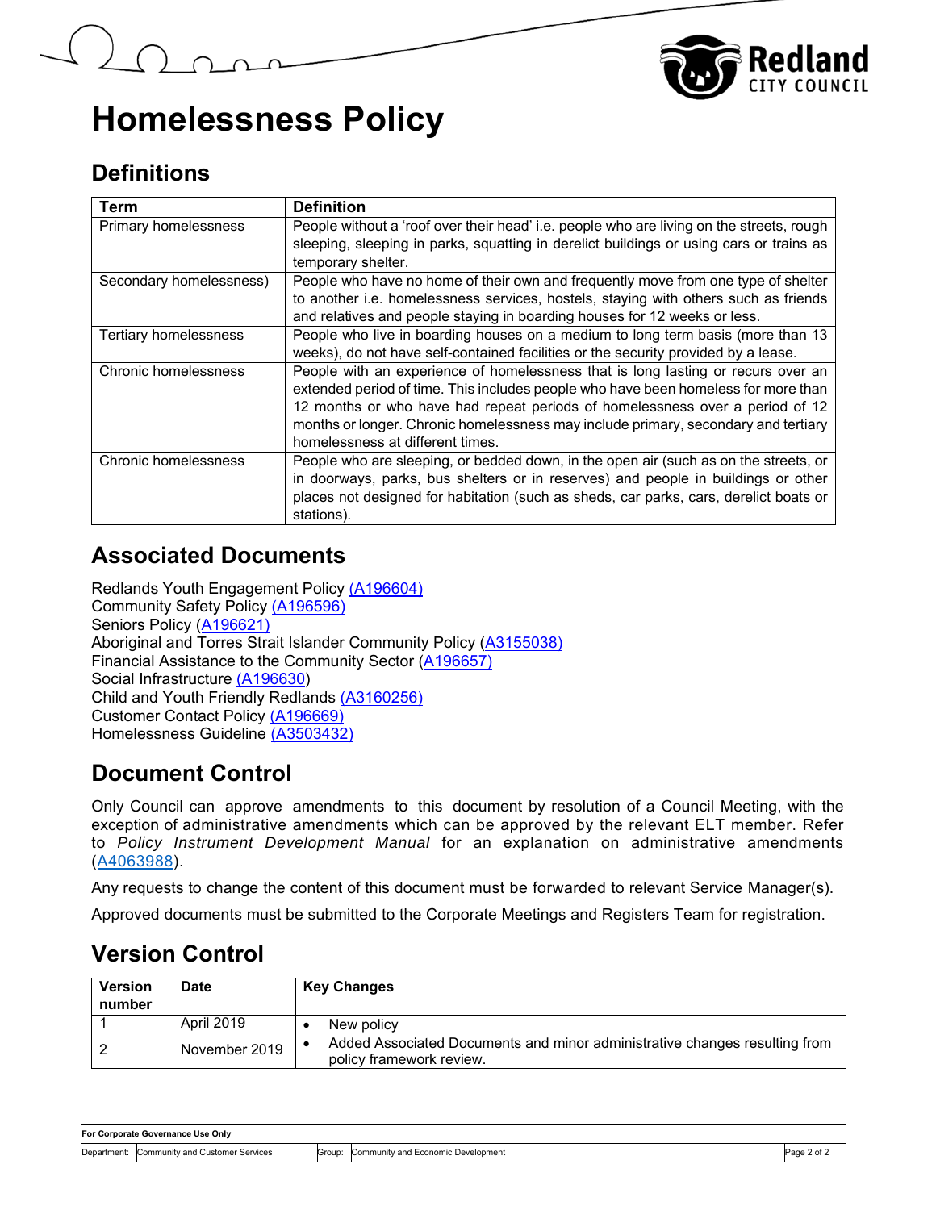# Homelessness Policy

## Definitions

| Term | Definition |
|---|---|
| Primary homelessness | People without a 'roof over their head' i.e. people who are living on the streets, rough sleeping, sleeping in parks, squatting in derelict buildings or using cars or trains as temporary shelter. |
| Secondary homelessness) | People who have no home of their own and frequently move from one type of shelter to another i.e. homelessness services, hostels, staying with others such as friends and relatives and people staying in boarding houses for 12 weeks or less. |
| Tertiary homelessness | People who live in boarding houses on a medium to long term basis (more than 13 weeks), do not have self-contained facilities or the security provided by a lease. |
| Chronic homelessness | People with an experience of homelessness that is long lasting or recurs over an extended period of time. This includes people who have been homeless for more than 12 months or who have had repeat periods of homelessness over a period of 12 months or longer. Chronic homelessness may include primary, secondary and tertiary homelessness at different times. |
| Chronic homelessness | People who are sleeping, or bedded down, in the open air (such as on the streets, or in doorways, parks, bus shelters or in reserves) and people in buildings or other places not designed for habitation (such as sheds, car parks, cars, derelict boats or stations). |

## Associated Documents

Redlands Youth Engagement Policy (A196604)
Community Safety Policy (A196596)
Seniors Policy (A196621)
Aboriginal and Torres Strait Islander Community Policy (A3155038)
Financial Assistance to the Community Sector (A196657)
Social Infrastructure (A196630)
Child and Youth Friendly Redlands (A3160256)
Customer Contact Policy (A196669)
Homelessness Guideline (A3503432)

## Document Control

Only Council can approve amendments to this document by resolution of a Council Meeting, with the exception of administrative amendments which can be approved by the relevant ELT member. Refer to *Policy Instrument Development Manual* for an explanation on administrative amendments (A4063988).

Any requests to change the content of this document must be forwarded to relevant Service Manager(s).

Approved documents must be submitted to the Corporate Meetings and Registers Team for registration.

## Version Control

| Version number | Date | Key Changes |
|---|---|---|
| 1 | April 2019 | • New policy |
| 2 | November 2019 | • Added Associated Documents and minor administrative changes resulting from policy framework review. |

| For Corporate Governance Use Only | | | | |
|---|---|---|---|---|
| Department: | Community and Customer Services | Group: | Community and Economic Development | |